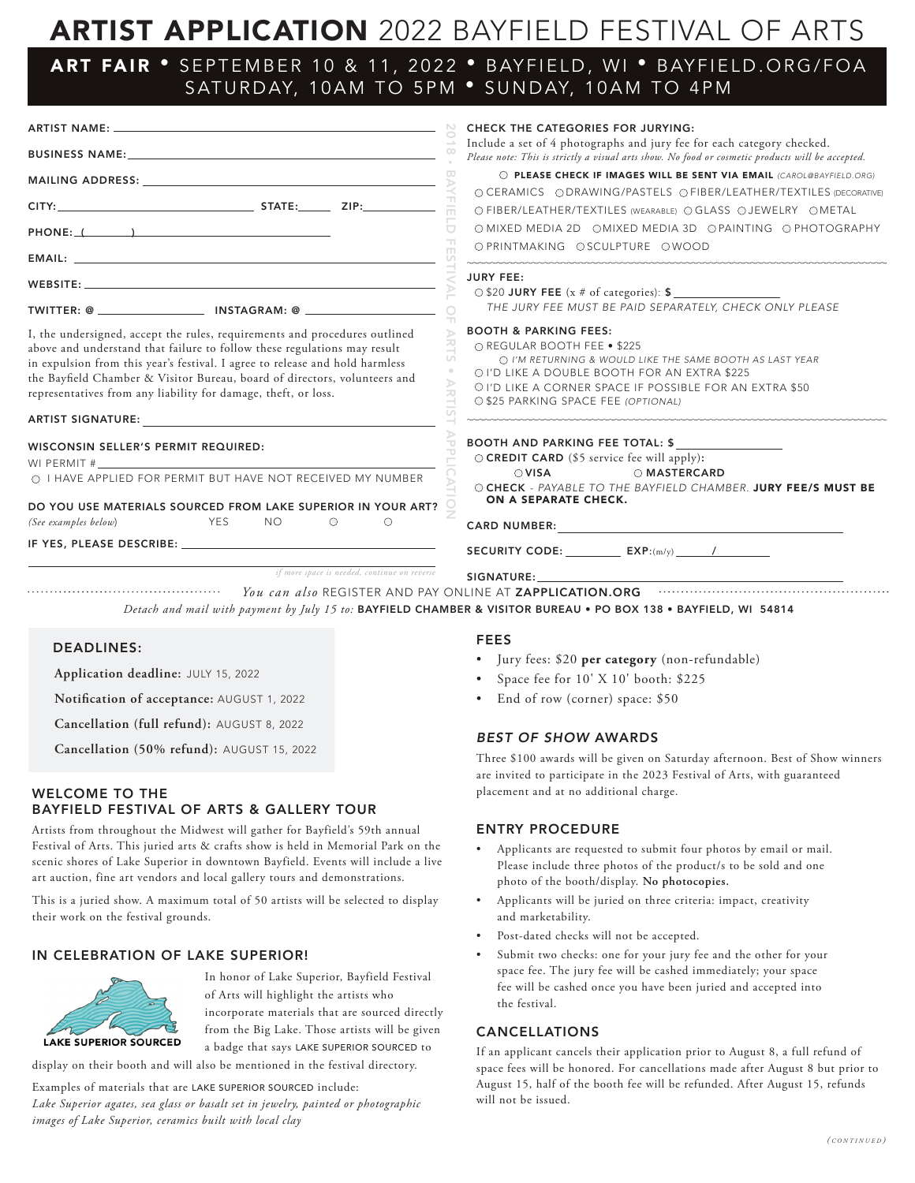# ARTIST APPLICATION 2022 BAYFIELD FESTIVAL OF ARTS

## ART FAIR • SEPTEMBER 10 & 11, 2022 • BAYFIELD, WI • BAYFIELD.ORG/FOA
## SATURDAY, 10AM TO 5PM • SUNDAY, 10AM TO 4PM

ARTIST NAME: ______________________________

BUSINESS NAME: ______________________________

MAILING ADDRESS: ______________________________

CITY: ____________________ STATE: ______ ZIP: __________

PHONE: (______) ____________________

EMAIL: ______________________________

WEBSITE: ______________________________

TWITTER: @ ______________ INSTAGRAM: @ ______________

I, the undersigned, accept the rules, requirements and procedures outlined above and understand that failure to follow these regulations may result in expulsion from this year's festival. I agree to release and hold harmless the Bayfield Chamber & Visitor Bureau, board of directors, volunteers and representatives from any liability for damage, theft, or loss.

ARTIST SIGNATURE: ______________________________

**WISCONSIN SELLER'S PERMIT REQUIRED:**

WI PERMIT # ______________________________

○ I HAVE APPLIED FOR PERMIT BUT HAVE NOT RECEIVED MY NUMBER

**DO YOU USE MATERIALS SOURCED FROM LAKE SUPERIOR IN YOUR ART?**

*(See examples below)* YES ○ NO ○

IF YES, PLEASE DESCRIBE: ______________________________

*if more space is needed, continue on reverse*

2018 • BAYFIELD FESTIVAL OF ARTS • ARTIST APPLICATION

**CHECK THE CATEGORIES FOR JURYING:**

Include a set of 4 photographs and jury fee for each category checked.
*Please note: This is strictly a visual arts show. No food or cosmetic products will be accepted.*

○ **PLEASE CHECK IF IMAGES WILL BE SENT VIA EMAIL** *(CAROL@BAYFIELD.ORG)*

○ CERAMICS ○ DRAWING/PASTELS ○ FIBER/LEATHER/TEXTILES (DECORATIVE)
○ FIBER/LEATHER/TEXTILES (WEARABLE) ○ GLASS ○ JEWELRY ○ METAL
○ MIXED MEDIA 2D ○ MIXED MEDIA 3D ○ PAINTING ○ PHOTOGRAPHY
○ PRINTMAKING ○ SCULPTURE ○ WOOD

**JURY FEE:**

○ $20 **JURY FEE** (x # of categories): **$** __________

*THE JURY FEE MUST BE PAID SEPARATELY, CHECK ONLY PLEASE*

**BOOTH & PARKING FEES:**

○ REGULAR BOOTH FEE • $225
○ *I'M RETURNING & WOULD LIKE THE SAME BOOTH AS LAST YEAR*
○ I'D LIKE A DOUBLE BOOTH FOR AN EXTRA $225
○ I'D LIKE A CORNER SPACE IF POSSIBLE FOR AN EXTRA $50
○ $25 PARKING SPACE FEE *(OPTIONAL)*

**BOOTH AND PARKING FEE TOTAL: $** __________

○ **CREDIT CARD** ($5 service fee will apply):
○ **VISA** ○ **MASTERCARD**

○ **CHECK** - *PAYABLE TO THE BAYFIELD CHAMBER.* **JURY FEE/S MUST BE ON A SEPARATE CHECK.**

CARD NUMBER: ______________________________

SECURITY CODE: ________ EXP:(m/y) ______ / ______

SIGNATURE: ______________________________

*You can also* REGISTER AND PAY ONLINE AT **ZAPPLICATION.ORG**

*Detach and mail with payment by July 15 to:* **BAYFIELD CHAMBER & VISITOR BUREAU • PO BOX 138 • BAYFIELD, WI 54814**

### DEADLINES:

**Application deadline:** JULY 15, 2022

**Notification of acceptance:** AUGUST 1, 2022

**Cancellation (full refund):** AUGUST 8, 2022

**Cancellation (50% refund):** AUGUST 15, 2022

### WELCOME TO THE BAYFIELD FESTIVAL OF ARTS & GALLERY TOUR

Artists from throughout the Midwest will gather for Bayfield's 59th annual Festival of Arts. This juried arts & crafts show is held in Memorial Park on the scenic shores of Lake Superior in downtown Bayfield. Events will include a live art auction, fine art vendors and local gallery tours and demonstrations.

This is a juried show. A maximum total of 50 artists will be selected to display their work on the festival grounds.

### IN CELEBRATION OF LAKE SUPERIOR!

LAKE SUPERIOR SOURCED

In honor of Lake Superior, Bayfield Festival of Arts will highlight the artists who incorporate materials that are sourced directly from the Big Lake. Those artists will be given a badge that says LAKE SUPERIOR SOURCED to display on their booth and will also be mentioned in the festival directory.

Examples of materials that are LAKE SUPERIOR SOURCED include:
*Lake Superior agates, sea glass or basalt set in jewelry, painted or photographic images of Lake Superior, ceramics built with local clay*

### FEES

- Jury fees: $20 **per category** (non-refundable)
- Space fee for 10' X 10' booth: $225
- End of row (corner) space: $50

### *BEST OF SHOW* AWARDS

Three $100 awards will be given on Saturday afternoon. Best of Show winners are invited to participate in the 2023 Festival of Arts, with guaranteed placement and at no additional charge.

### ENTRY PROCEDURE

- Applicants are requested to submit four photos by email or mail. Please include three photos of the product/s to be sold and one photo of the booth/display. **No photocopies.**
- Applicants will be juried on three criteria: impact, creativity and marketability.
- Post-dated checks will not be accepted.
- Submit two checks: one for your jury fee and the other for your space fee. The jury fee will be cashed immediately; your space fee will be cashed once you have been juried and accepted into the festival.

### CANCELLATIONS

If an applicant cancels their application prior to August 8, a full refund of space fees will be honored. For cancellations made after August 8 but prior to August 15, half of the booth fee will be refunded. After August 15, refunds will not be issued.

*(CONTINUED)*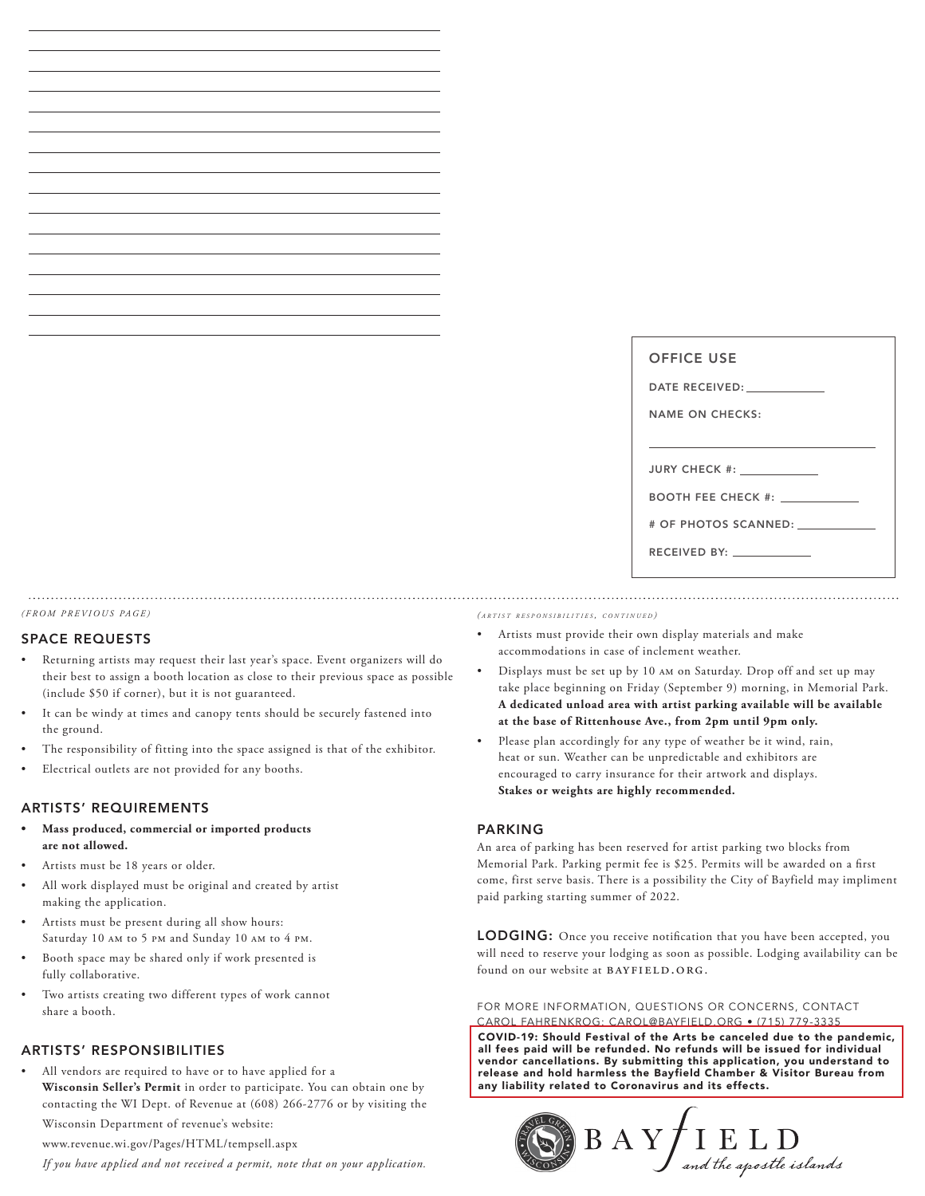## OFFICE USE

DATE RECEIVED: ____________

NAME ON CHECKS:

______________________________

JURY CHECK #: ____________

BOOTH FEE CHECK #: ____________

# OF PHOTOS SCANNED: ____________

RECEIVED BY: ____________

*(FROM PREVIOUS PAGE)*

## SPACE REQUESTS

- Returning artists may request their last year's space. Event organizers will do their best to assign a booth location as close to their previous space as possible (include $50 if corner), but it is not guaranteed.
- It can be windy at times and canopy tents should be securely fastened into the ground.
- The responsibility of fitting into the space assigned is that of the exhibitor.
- Electrical outlets are not provided for any booths.

## ARTISTS' REQUIREMENTS

- **Mass produced, commercial or imported products are not allowed.**
- Artists must be 18 years or older.
- All work displayed must be original and created by artist making the application.
- Artists must be present during all show hours: Saturday 10 AM to 5 PM and Sunday 10 AM to 4 PM.
- Booth space may be shared only if work presented is fully collaborative.
- Two artists creating two different types of work cannot share a booth.

## ARTISTS' RESPONSIBILITIES

- All vendors are required to have or to have applied for a **Wisconsin Seller's Permit** in order to participate. You can obtain one by contacting the WI Dept. of Revenue at (608) 266-2776 or by visiting the Wisconsin Department of revenue's website: www.revenue.wi.gov/Pages/HTML/tempsell.aspx

  *If you have applied and not received a permit, note that on your application.*

*(ARTIST RESPONSIBILITIES, CONTINUED)*

- Artists must provide their own display materials and make accommodations in case of inclement weather.
- Displays must be set up by 10 AM on Saturday. Drop off and set up may take place beginning on Friday (September 9) morning, in Memorial Park. **A dedicated unload area with artist parking available will be available at the base of Rittenhouse Ave., from 2pm until 9pm only.**
- Please plan accordingly for any type of weather be it wind, rain, heat or sun. Weather can be unpredictable and exhibitors are encouraged to carry insurance for their artwork and displays. **Stakes or weights are highly recommended.**

## PARKING

An area of parking has been reserved for artist parking two blocks from Memorial Park. Parking permit fee is $25. Permits will be awarded on a first come, first serve basis. There is a possibility the City of Bayfield may impliment paid parking starting summer of 2022.

**LODGING:** Once you receive notification that you have been accepted, you will need to reserve your lodging as soon as possible. Lodging availability can be found on our website at BAYFIELD.ORG.

FOR MORE INFORMATION, QUESTIONS OR CONCERNS, CONTACT CAROL FAHRENKROG: CAROL@BAYFIELD.ORG • (715) 779-3335

**COVID-19: Should Festival of the Arts be canceled due to the pandemic, all fees paid will be refunded. No refunds will be issued for individual vendor cancellations. By submitting this application, you understand to release and hold harmless the Bayfield Chamber & Visitor Bureau from any liability related to Coronavirus and its effects.**

TRAVEL GREEN WISCONSIN

BAYFIELD *and the apostle islands*